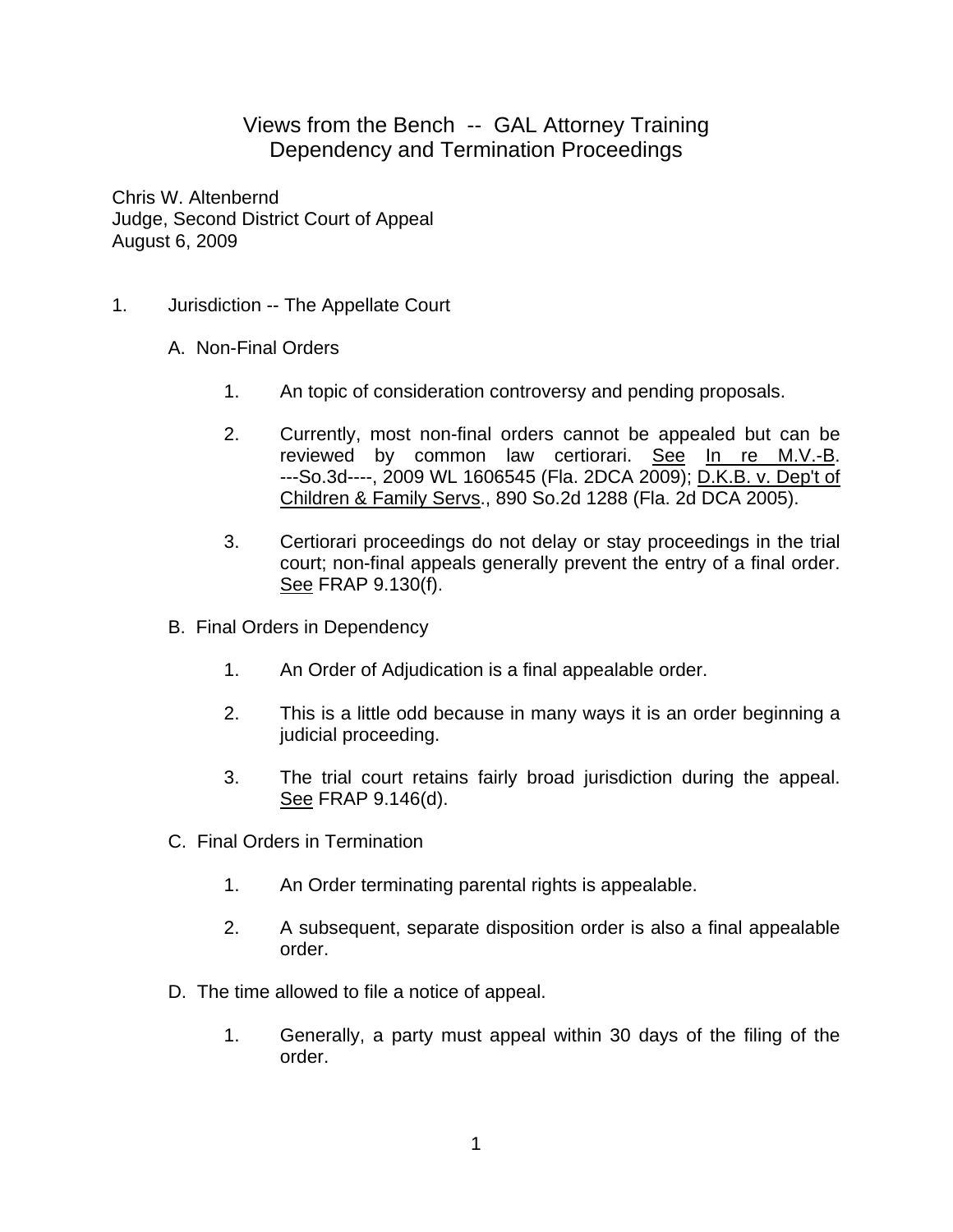# Views from the Bench -- GAL Attorney Training
# Dependency and Termination Proceedings

Chris W. Altenbernd
Judge, Second District Court of Appeal
August 6, 2009

1. Jurisdiction -- The Appellate Court

   A. Non-Final Orders

      1. An topic of consideration controversy and pending proposals.

      2. Currently, most non-final orders cannot be appealed but can be reviewed by common law certiorari. See In re M.V.-B. ---So.3d----, 2009 WL 1606545 (Fla. 2DCA 2009); D.K.B. v. Dep't of Children & Family Servs., 890 So.2d 1288 (Fla. 2d DCA 2005).

      3. Certiorari proceedings do not delay or stay proceedings in the trial court; non-final appeals generally prevent the entry of a final order. See FRAP 9.130(f).

   B. Final Orders in Dependency

      1. An Order of Adjudication is a final appealable order.

      2. This is a little odd because in many ways it is an order beginning a judicial proceeding.

      3. The trial court retains fairly broad jurisdiction during the appeal. See FRAP 9.146(d).

   C. Final Orders in Termination

      1. An Order terminating parental rights is appealable.

      2. A subsequent, separate disposition order is also a final appealable order.

   D. The time allowed to file a notice of appeal.

      1. Generally, a party must appeal within 30 days of the filing of the order.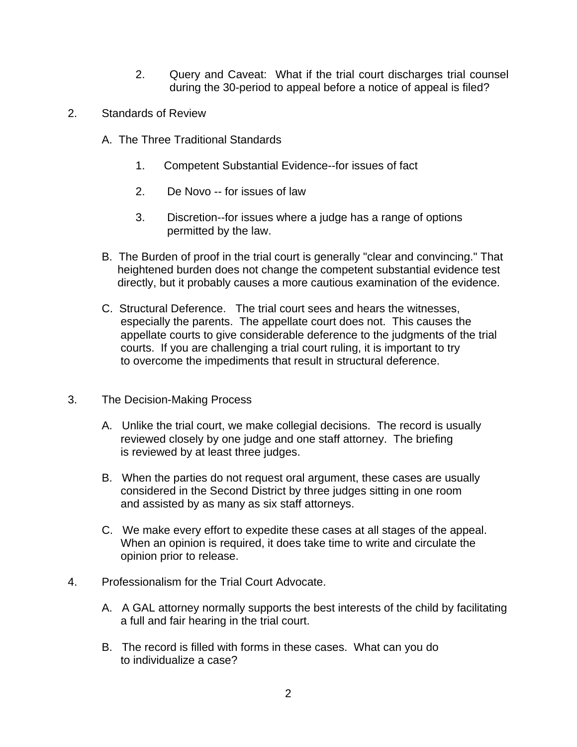2. Query and Caveat: What if the trial court discharges trial counsel during the 30-period to appeal before a notice of appeal is filed?

2. Standards of Review

   A. The Three Traditional Standards

      1. Competent Substantial Evidence--for issues of fact

      2. De Novo -- for issues of law

      3. Discretion--for issues where a judge has a range of options permitted by the law.

   B. The Burden of proof in the trial court is generally "clear and convincing." That heightened burden does not change the competent substantial evidence test directly, but it probably causes a more cautious examination of the evidence.

   C. Structural Deference. The trial court sees and hears the witnesses, especially the parents. The appellate court does not. This causes the appellate courts to give considerable deference to the judgments of the trial courts. If you are challenging a trial court ruling, it is important to try to overcome the impediments that result in structural deference.

3. The Decision-Making Process

   A. Unlike the trial court, we make collegial decisions. The record is usually reviewed closely by one judge and one staff attorney. The briefing is reviewed by at least three judges.

   B. When the parties do not request oral argument, these cases are usually considered in the Second District by three judges sitting in one room and assisted by as many as six staff attorneys.

   C. We make every effort to expedite these cases at all stages of the appeal. When an opinion is required, it does take time to write and circulate the opinion prior to release.

4. Professionalism for the Trial Court Advocate.

   A. A GAL attorney normally supports the best interests of the child by facilitating a full and fair hearing in the trial court.

   B. The record is filled with forms in these cases. What can you do to individualize a case?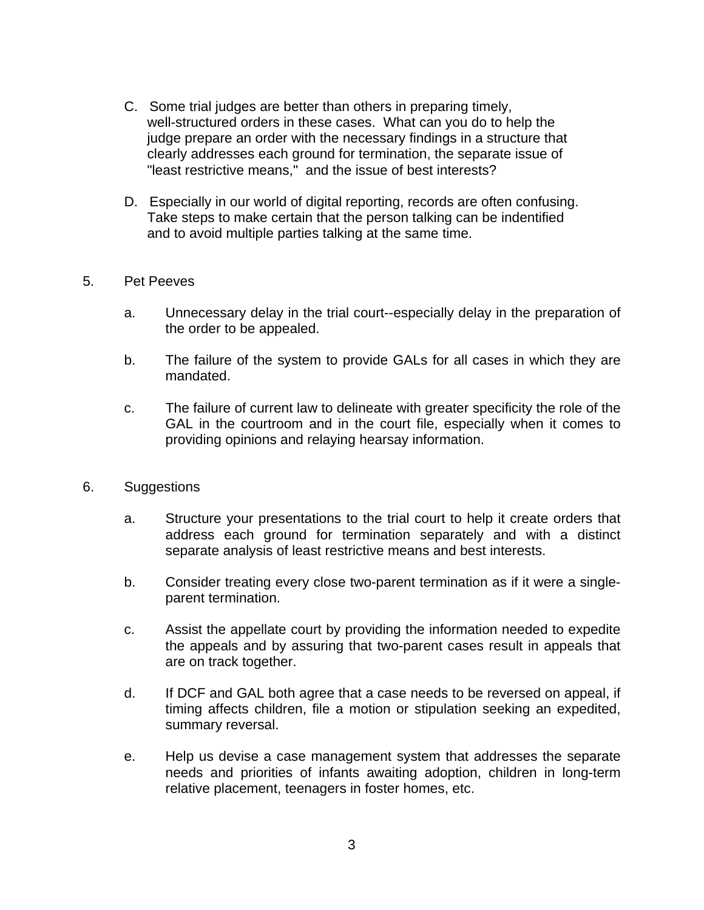C. Some trial judges are better than others in preparing timely, well-structured orders in these cases. What can you do to help the judge prepare an order with the necessary findings in a structure that clearly addresses each ground for termination, the separate issue of "least restrictive means," and the issue of best interests?

D. Especially in our world of digital reporting, records are often confusing. Take steps to make certain that the person talking can be indentified and to avoid multiple parties talking at the same time.

5. Pet Peeves

   a. Unnecessary delay in the trial court--especially delay in the preparation of the order to be appealed.

   b. The failure of the system to provide GALs for all cases in which they are mandated.

   c. The failure of current law to delineate with greater specificity the role of the GAL in the courtroom and in the court file, especially when it comes to providing opinions and relaying hearsay information.

6. Suggestions

   a. Structure your presentations to the trial court to help it create orders that address each ground for termination separately and with a distinct separate analysis of least restrictive means and best interests.

   b. Consider treating every close two-parent termination as if it were a single-parent termination.

   c. Assist the appellate court by providing the information needed to expedite the appeals and by assuring that two-parent cases result in appeals that are on track together.

   d. If DCF and GAL both agree that a case needs to be reversed on appeal, if timing affects children, file a motion or stipulation seeking an expedited, summary reversal.

   e. Help us devise a case management system that addresses the separate needs and priorities of infants awaiting adoption, children in long-term relative placement, teenagers in foster homes, etc.